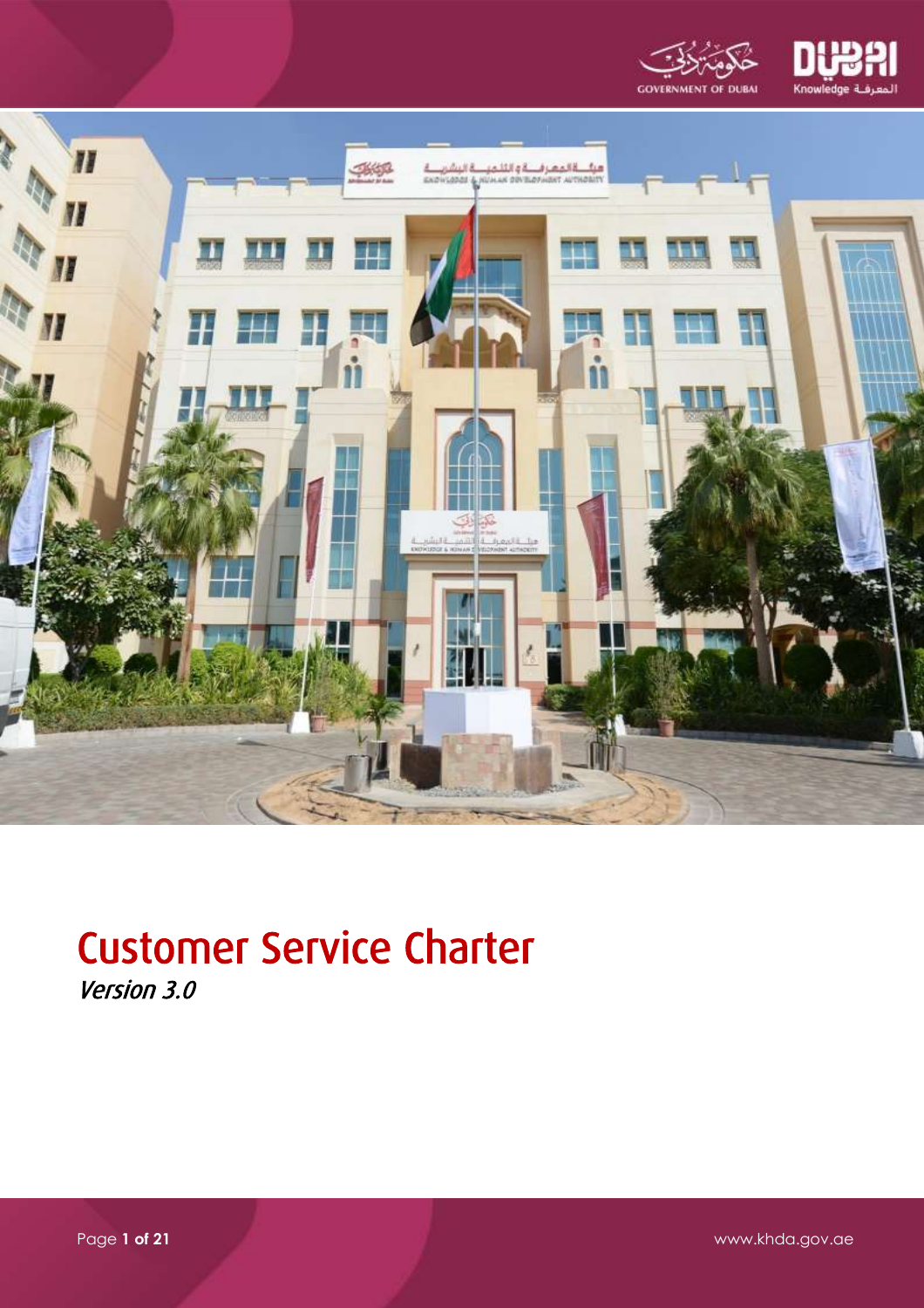# Customer Service Charter

*Version 3.0*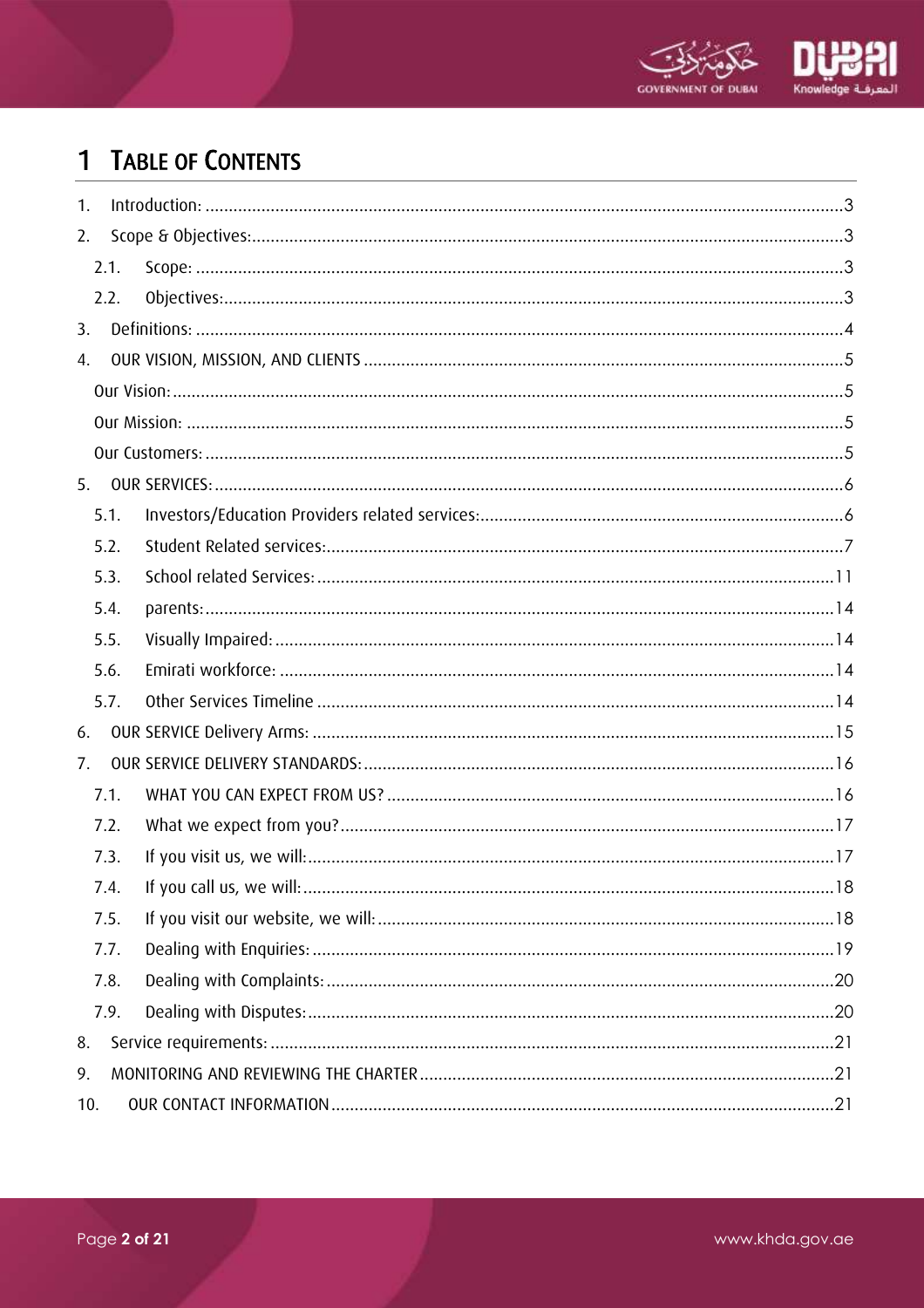# 1 TABLE OF CONTENTS

1. Introduction: ....................................................................................................................3
2. Scope & Objectives:.............................................................................................................3
   - 2.1. Scope: .........................................................................................................................3
   - 2.2. Objectives:...................................................................................................................3
3. Definitions: .........................................................................................................................4
4. OUR VISION, MISSION, AND CLIENTS ......................................................................................5
   - Our Vision: .............................................................................................................................5
   - Our Mission: ...........................................................................................................................5
   - Our Customers: .......................................................................................................................5
5. OUR SERVICES: .....................................................................................................................6
   - 5.1. Investors/Education Providers related services:..............................................................6
   - 5.2. Student Related services:.................................................................................................7
   - 5.3. School related Services: .................................................................................................11
   - 5.4. parents: ...........................................................................................................................14
   - 5.5. Visually Impaired: ...........................................................................................................14
   - 5.6. Emirati workforce: ..........................................................................................................14
   - 5.7. Other Services Timeline ..................................................................................................14
6. OUR SERVICE Delivery Arms: ..............................................................................................15
7. OUR SERVICE DELIVERY STANDARDS: ....................................................................................16
   - 7.1. WHAT YOU CAN EXPECT FROM US? ................................................................................16
   - 7.2. What we expect from you?..............................................................................................17
   - 7.3. If you visit us, we will: .......................................................................................................17
   - 7.4. If you call us, we will: .........................................................................................................18
   - 7.5. If you visit our website, we will: .........................................................................................18
   - 7.7. Dealing with Enquiries: ......................................................................................................19
   - 7.8. Dealing with Complaints: ....................................................................................................20
   - 7.9. Dealing with Disputes: ........................................................................................................20
8. Service requirements: ............................................................................................................21
9. MONITORING AND REVIEWING THE CHARTER ........................................................................21
10. OUR CONTACT INFORMATION ...............................................................................................21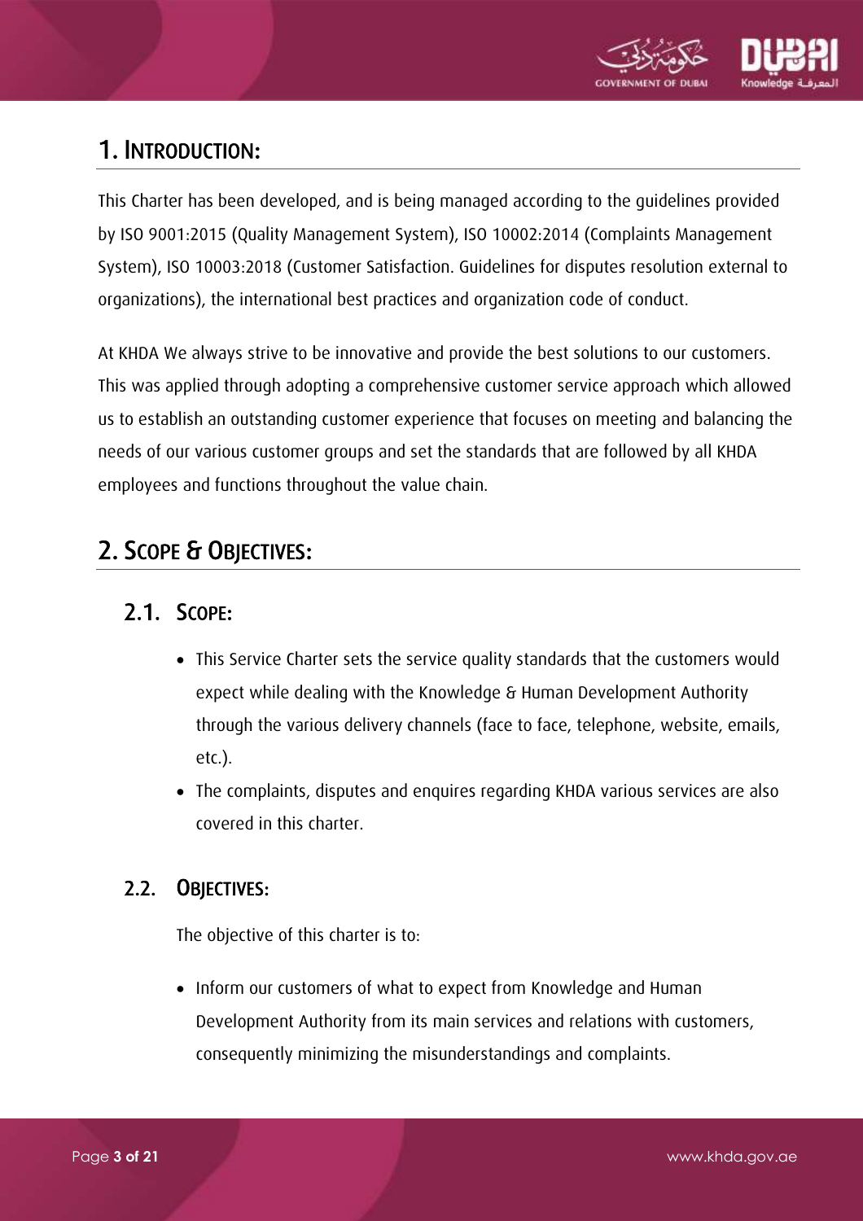# 1. Introduction:

This Charter has been developed, and is being managed according to the guidelines provided by ISO 9001:2015 (Quality Management System), ISO 10002:2014 (Complaints Management System), ISO 10003:2018 (Customer Satisfaction. Guidelines for disputes resolution external to organizations), the international best practices and organization code of conduct.

At KHDA We always strive to be innovative and provide the best solutions to our customers. This was applied through adopting a comprehensive customer service approach which allowed us to establish an outstanding customer experience that focuses on meeting and balancing the needs of our various customer groups and set the standards that are followed by all KHDA employees and functions throughout the value chain.

# 2. Scope & Objectives:

## 2.1. Scope:

- This Service Charter sets the service quality standards that the customers would expect while dealing with the Knowledge & Human Development Authority through the various delivery channels (face to face, telephone, website, emails, etc.).
- The complaints, disputes and enquires regarding KHDA various services are also covered in this charter.

## 2.2. Objectives:

The objective of this charter is to:

- Inform our customers of what to expect from Knowledge and Human Development Authority from its main services and relations with customers, consequently minimizing the misunderstandings and complaints.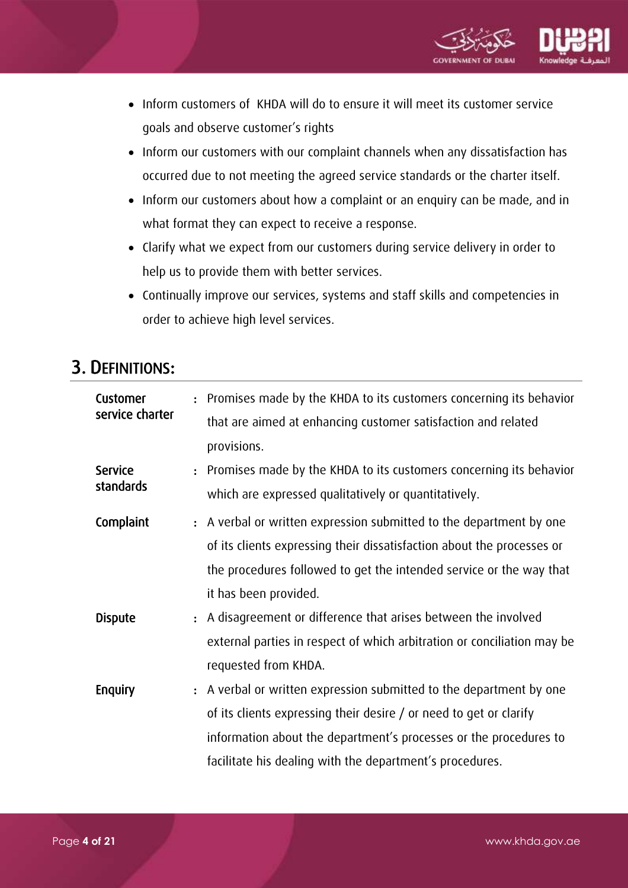- Inform customers of  KHDA will do to ensure it will meet its customer service goals and observe customer's rights
- Inform our customers with our complaint channels when any dissatisfaction has occurred due to not meeting the agreed service standards or the charter itself.
- Inform our customers about how a complaint or an enquiry can be made, and in what format they can expect to receive a response.
- Clarify what we expect from our customers during service delivery in order to help us to provide them with better services.
- Continually improve our services, systems and staff skills and competencies in order to achieve high level services.

## 3. Definitions:

| Term | | Definition |
|---|---|---|
| **Customer service charter** | : | Promises made by the KHDA to its customers concerning its behavior that are aimed at enhancing customer satisfaction and related provisions. |
| **Service standards** | : | Promises made by the KHDA to its customers concerning its behavior which are expressed qualitatively or quantitatively. |
| **Complaint** | : | A verbal or written expression submitted to the department by one of its clients expressing their dissatisfaction about the processes or the procedures followed to get the intended service or the way that it has been provided. |
| **Dispute** | : | A disagreement or difference that arises between the involved external parties in respect of which arbitration or conciliation may be requested from KHDA. |
| **Enquiry** | : | A verbal or written expression submitted to the department by one of its clients expressing their desire / or need to get or clarify information about the department's processes or the procedures to facilitate his dealing with the department's procedures. |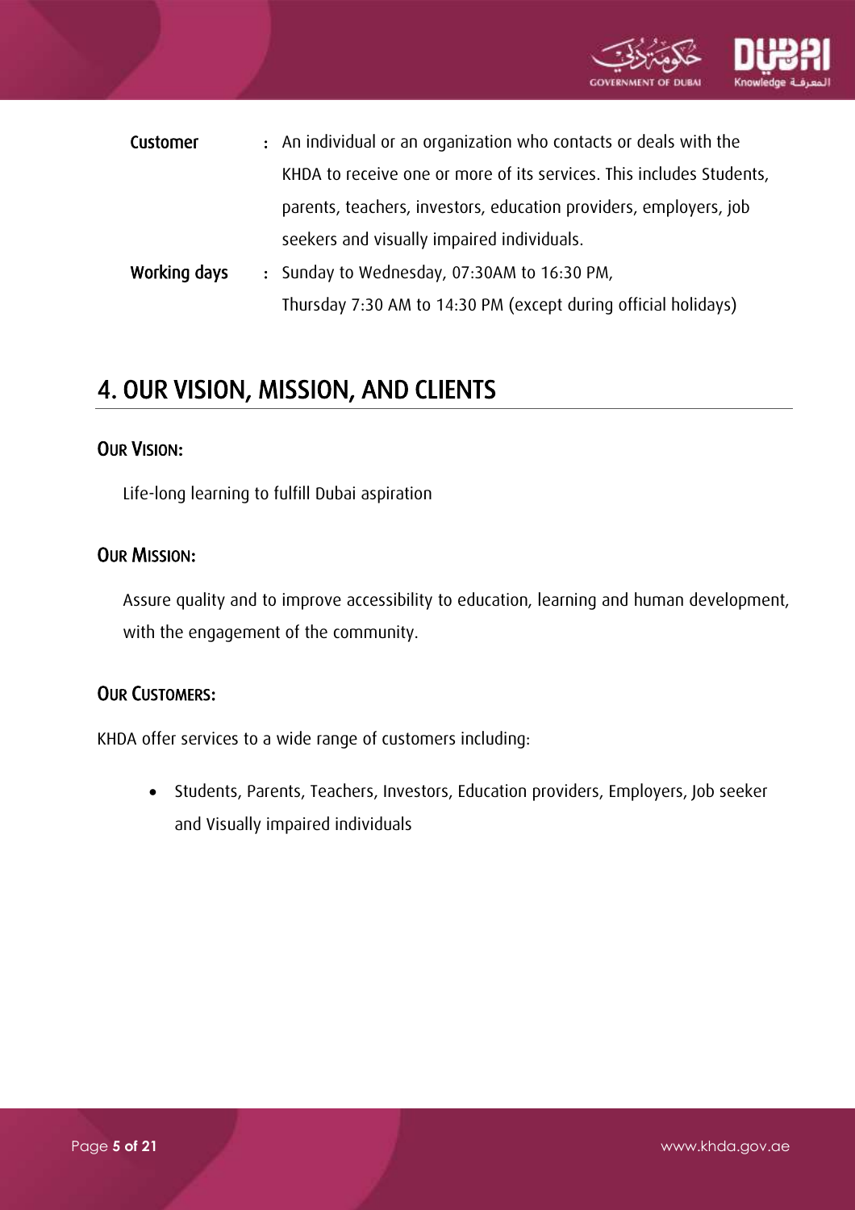| | | |
|---|---|---|
| **Customer** | : | An individual or an organization who contacts or deals with the KHDA to receive one or more of its services. This includes Students, parents, teachers, investors, education providers, employers, job seekers and visually impaired individuals. |
| **Working days** | : | Sunday to Wednesday, 07:30AM to 16:30 PM, Thursday 7:30 AM to 14:30 PM (except during official holidays) |

## 4. OUR VISION, MISSION, AND CLIENTS

### OUR VISION:

Life-long learning to fulfill Dubai aspiration

### OUR MISSION:

Assure quality and to improve accessibility to education, learning and human development, with the engagement of the community.

### OUR CUSTOMERS:

KHDA offer services to a wide range of customers including:

- Students, Parents, Teachers, Investors, Education providers, Employers, Job seeker and Visually impaired individuals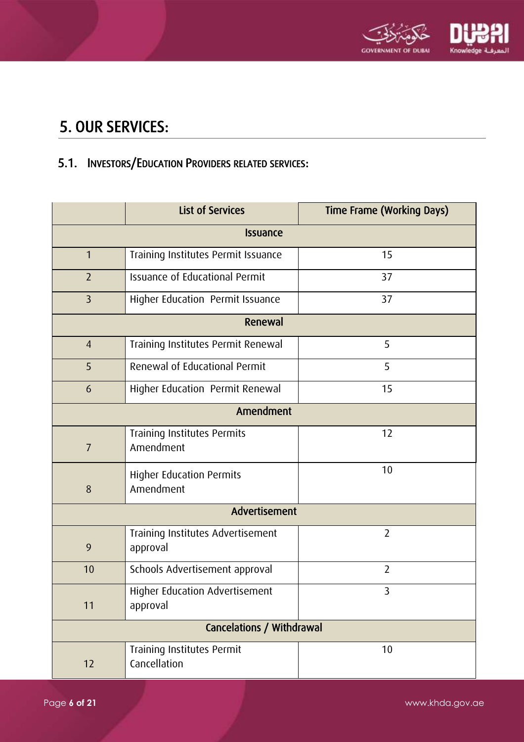# 5. OUR SERVICES:

## 5.1. Investors/Education Providers related services:

| | List of Services | Time Frame (Working Days) |
|---|---|---|
| **Issuance** | | |
| 1 | Training Institutes Permit Issuance | 15 |
| 2 | Issuance of Educational Permit | 37 |
| 3 | Higher Education Permit Issuance | 37 |
| **Renewal** | | |
| 4 | Training Institutes Permit Renewal | 5 |
| 5 | Renewal of Educational Permit | 5 |
| 6 | Higher Education Permit Renewal | 15 |
| **Amendment** | | |
| 7 | Training Institutes Permits Amendment | 12 |
| 8 | Higher Education Permits Amendment | 10 |
| **Advertisement** | | |
| 9 | Training Institutes Advertisement approval | 2 |
| 10 | Schools Advertisement approval | 2 |
| 11 | Higher Education Advertisement approval | 3 |
| **Cancelations / Withdrawal** | | |
| 12 | Training Institutes Permit Cancellation | 10 |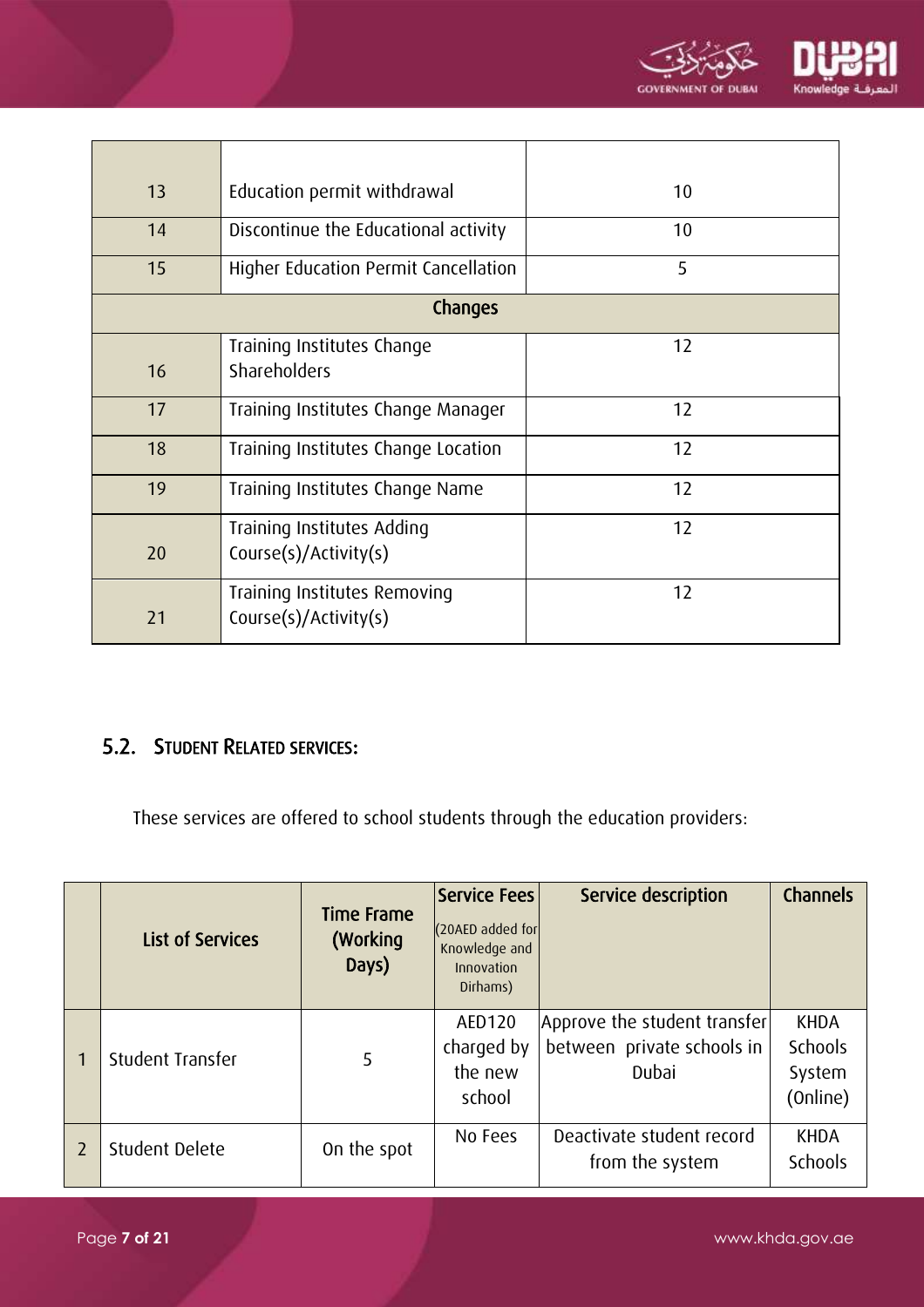| | | |
|---|---|---|
| 13 | Education permit withdrawal | 10 |
| 14 | Discontinue the Educational activity | 10 |
| 15 | Higher Education Permit Cancellation | 5 |
| **Changes** | | |
| 16 | Training Institutes Change Shareholders | 12 |
| 17 | Training Institutes Change Manager | 12 |
| 18 | Training Institutes Change Location | 12 |
| 19 | Training Institutes Change Name | 12 |
| 20 | Training Institutes Adding Course(s)/Activity(s) | 12 |
| 21 | Training Institutes Removing Course(s)/Activity(s) | 12 |

## 5.2. Student Related Services:

These services are offered to school students through the education providers:

| | List of Services | Time Frame (Working Days) | Service Fees (20AED added for Knowledge and Innovation Dirhams) | Service description | Channels |
|---|---|---|---|---|---|
| 1 | Student Transfer | 5 | AED120 charged by the new school | Approve the student transfer between private schools in Dubai | KHDA Schools System (Online) |
| 2 | Student Delete | On the spot | No Fees | Deactivate student record from the system | KHDA Schools |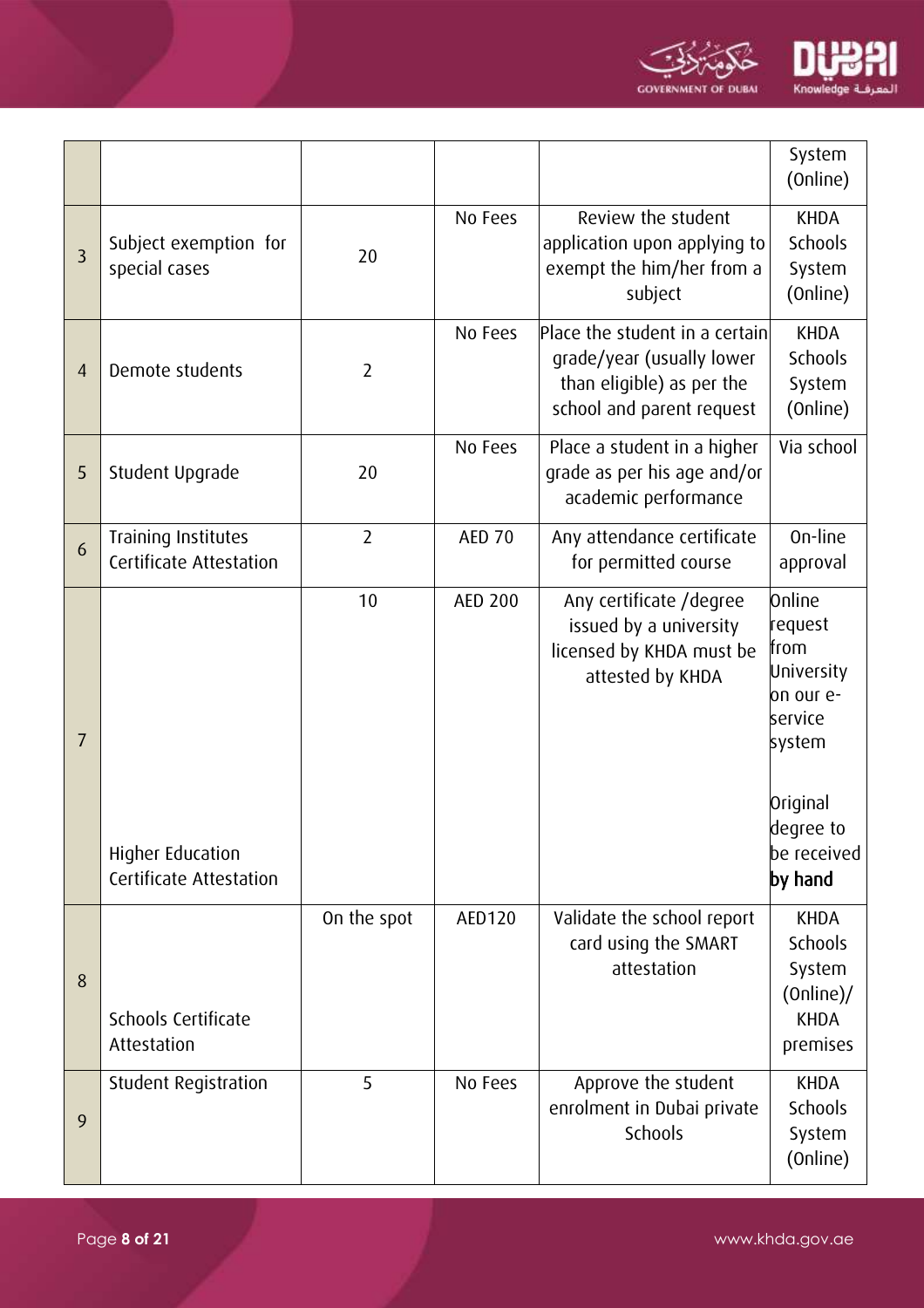| | | | | | |
|---|---|---|---|---|---|
| | | | | | System (Online) |
| 3 | Subject exemption for special cases | 20 | No Fees | Review the student application upon applying to exempt the him/her from a subject | KHDA Schools System (Online) |
| 4 | Demote students | 2 | No Fees | Place the student in a certain grade/year (usually lower than eligible) as per the school and parent request | KHDA Schools System (Online) |
| 5 | Student Upgrade | 20 | No Fees | Place a student in a higher grade as per his age and/or academic performance | Via school |
| 6 | Training Institutes Certificate Attestation | 2 | AED 70 | Any attendance certificate for permitted course | On-line approval |
| 7 | Higher Education Certificate Attestation | 10 | AED 200 | Any certificate /degree issued by a university licensed by KHDA must be attested by KHDA | Online request from University on our e-service system<br><br>Original degree to be received by hand |
| 8 | Schools Certificate Attestation | On the spot | AED120 | Validate the school report card using the SMART attestation | KHDA Schools System (Online)/ KHDA premises |
| 9 | Student Registration | 5 | No Fees | Approve the student enrolment in Dubai private Schools | KHDA Schools System (Online) |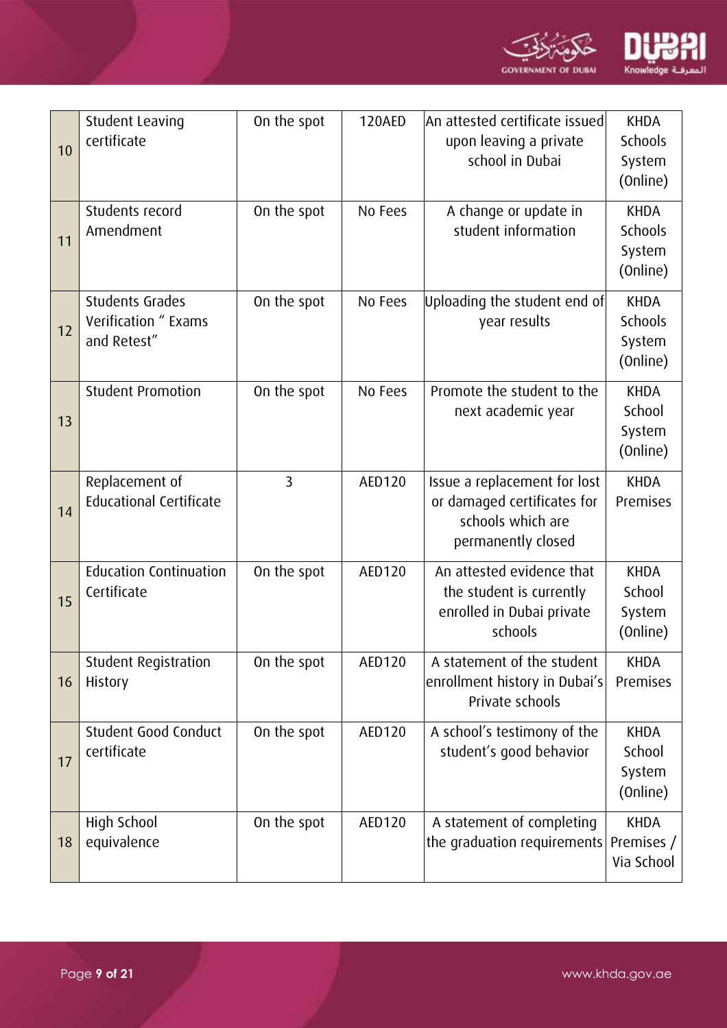| 10 | Student Leaving certificate | On the spot | 120AED | An attested certificate issued upon leaving a private school in Dubai | KHDA Schools System (Online) |
|---|---|---|---|---|---|
| 11 | Students record Amendment | On the spot | No Fees | A change or update in student information | KHDA Schools System (Online) |
| 12 | Students Grades Verification " Exams and Retest" | On the spot | No Fees | Uploading the student end of year results | KHDA Schools System (Online) |
| 13 | Student Promotion | On the spot | No Fees | Promote the student to the next academic year | KHDA School System (Online) |
| 14 | Replacement of Educational Certificate | 3 | AED120 | Issue a replacement for lost or damaged certificates for schools which are permanently closed | KHDA Premises |
| 15 | Education Continuation Certificate | On the spot | AED120 | An attested evidence that the student is currently enrolled in Dubai private schools | KHDA School System (Online) |
| 16 | Student Registration History | On the spot | AED120 | A statement of the student enrollment history in Dubai's Private schools | KHDA Premises |
| 17 | Student Good Conduct certificate | On the spot | AED120 | A school's testimony of the student's good behavior | KHDA School System (Online) |
| 18 | High School equivalence | On the spot | AED120 | A statement of completing the graduation requirements | KHDA Premises / Via School |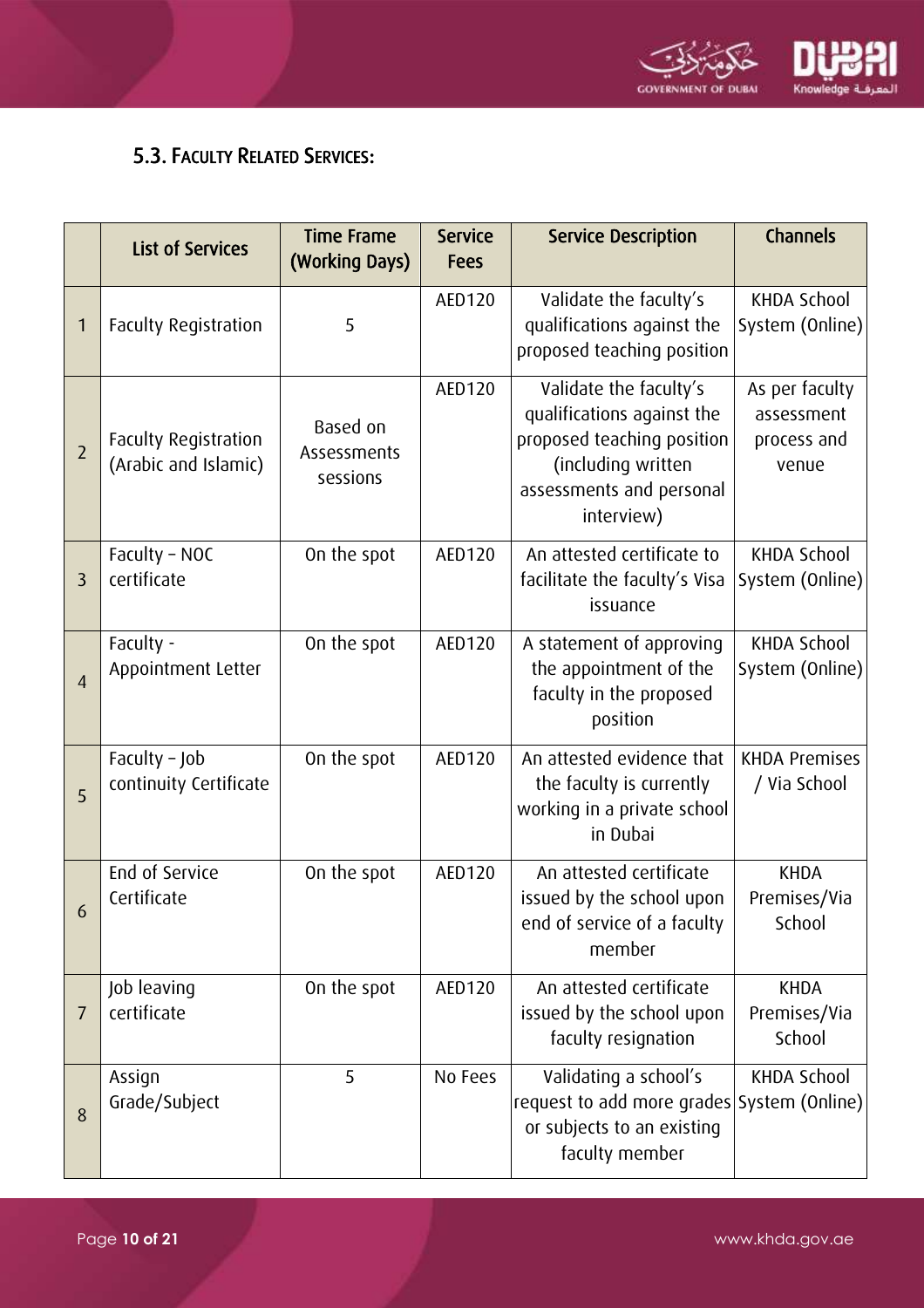### 5.3. Faculty Related Services:

| | List of Services | Time Frame (Working Days) | Service Fees | Service Description | Channels |
|---|---|---|---|---|---|
| 1 | Faculty Registration | 5 | AED120 | Validate the faculty's qualifications against the proposed teaching position | KHDA School System (Online) |
| 2 | Faculty Registration (Arabic and Islamic) | Based on Assessments sessions | AED120 | Validate the faculty's qualifications against the proposed teaching position (including written assessments and personal interview) | As per faculty assessment process and venue |
| 3 | Faculty – NOC certificate | On the spot | AED120 | An attested certificate to facilitate the faculty's Visa issuance | KHDA School System (Online) |
| 4 | Faculty - Appointment Letter | On the spot | AED120 | A statement of approving the appointment of the faculty in the proposed position | KHDA School System (Online) |
| 5 | Faculty – Job continuity Certificate | On the spot | AED120 | An attested evidence that the faculty is currently working in a private school in Dubai | KHDA Premises / Via School |
| 6 | End of Service Certificate | On the spot | AED120 | An attested certificate issued by the school upon end of service of a faculty member | KHDA Premises/Via School |
| 7 | Job leaving certificate | On the spot | AED120 | An attested certificate issued by the school upon faculty resignation | KHDA Premises/Via School |
| 8 | Assign Grade/Subject | 5 | No Fees | Validating a school's request to add more grades or subjects to an existing faculty member | KHDA School System (Online) |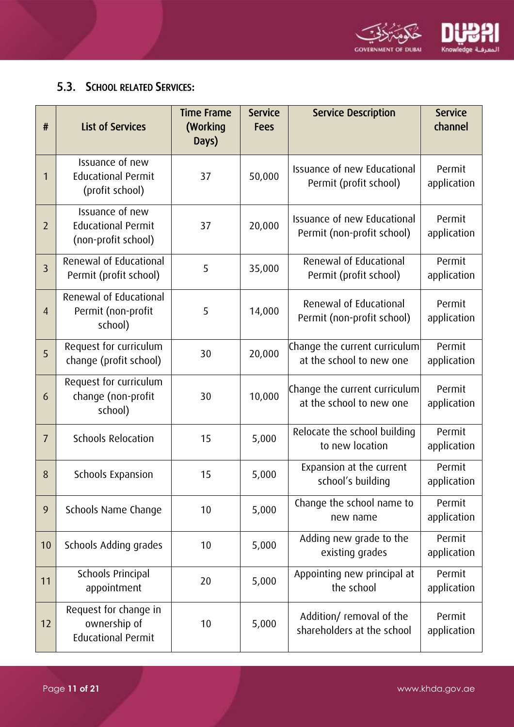## 5.3. School Related Services:

| # | List of Services | Time Frame (Working Days) | Service Fees | Service Description | Service channel |
|---|---|---|---|---|---|
| 1 | Issuance of new Educational Permit (profit school) | 37 | 50,000 | Issuance of new Educational Permit (profit school) | Permit application |
| 2 | Issuance of new Educational Permit (non-profit school) | 37 | 20,000 | Issuance of new Educational Permit (non-profit school) | Permit application |
| 3 | Renewal of Educational Permit (profit school) | 5 | 35,000 | Renewal of Educational Permit (profit school) | Permit application |
| 4 | Renewal of Educational Permit (non-profit school) | 5 | 14,000 | Renewal of Educational Permit (non-profit school) | Permit application |
| 5 | Request for curriculum change (profit school) | 30 | 20,000 | Change the current curriculum at the school to new one | Permit application |
| 6 | Request for curriculum change (non-profit school) | 30 | 10,000 | Change the current curriculum at the school to new one | Permit application |
| 7 | Schools Relocation | 15 | 5,000 | Relocate the school building to new location | Permit application |
| 8 | Schools Expansion | 15 | 5,000 | Expansion at the current school's building | Permit application |
| 9 | Schools Name Change | 10 | 5,000 | Change the school name to new name | Permit application |
| 10 | Schools Adding grades | 10 | 5,000 | Adding new grade to the existing grades | Permit application |
| 11 | Schools Principal appointment | 20 | 5,000 | Appointing new principal at the school | Permit application |
| 12 | Request for change in ownership of Educational Permit | 10 | 5,000 | Addition/ removal of the shareholders at the school | Permit application |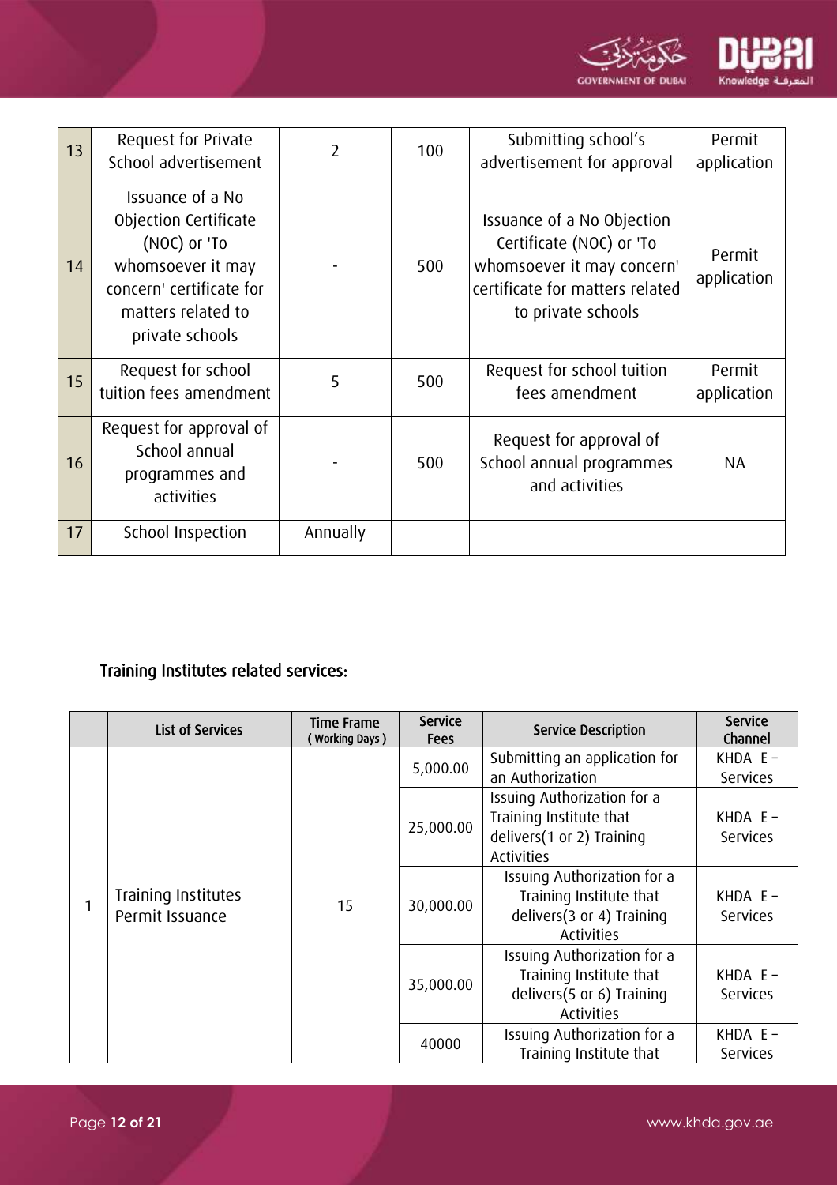| 13 | Request for Private School advertisement | 2 | 100 | Submitting school's advertisement for approval | Permit application |
|---|---|---|---|---|---|
| 14 | Issuance of a No Objection Certificate (NOC) or 'To whomsoever it may concern' certificate for matters related to private schools | - | 500 | Issuance of a No Objection Certificate (NOC) or 'To whomsoever it may concern' certificate for matters related to private schools | Permit application |
| 15 | Request for school tuition fees amendment | 5 | 500 | Request for school tuition fees amendment | Permit application |
| 16 | Request for approval of School annual programmes and activities | - | 500 | Request for approval of School annual programmes and activities | NA |
| 17 | School Inspection | Annually | | | |

### Training Institutes related services:

| | List of Services | Time Frame ( Working Days ) | Service Fees | Service Description | Service Channel |
|---|---|---|---|---|---|
| 1 | Training Institutes Permit Issuance | 15 | 5,000.00 | Submitting an application for an Authorization | KHDA E - Services |
| | | | 25,000.00 | Issuing Authorization for a Training Institute that delivers(1 or 2) Training Activities | KHDA E - Services |
| | | | 30,000.00 | Issuing Authorization for a Training Institute that delivers(3 or 4) Training Activities | KHDA E - Services |
| | | | 35,000.00 | Issuing Authorization for a Training Institute that delivers(5 or 6) Training Activities | KHDA E - Services |
| | | | 40000 | Issuing Authorization for a Training Institute that | KHDA E - Services |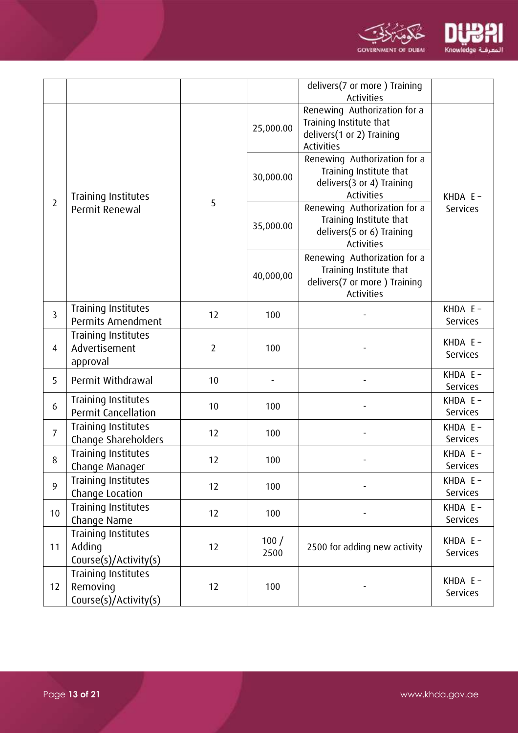|  |  |  |  | delivers(7 or more ) Training Activities |  |
|---|---|---|---|---|---|
| 2 | Training Institutes Permit Renewal | 5 | 25,000.00 | Renewing Authorization for a Training Institute that delivers(1 or 2) Training Activities | KHDA E - Services |
|  |  |  | 30,000.00 | Renewing Authorization for a Training Institute that delivers(3 or 4) Training Activities |  |
|  |  |  | 35,000.00 | Renewing Authorization for a Training Institute that delivers(5 or 6) Training Activities |  |
|  |  |  | 40,000,00 | Renewing Authorization for a Training Institute that delivers(7 or more ) Training Activities |  |
| 3 | Training Institutes Permits Amendment | 12 | 100 | - | KHDA E - Services |
| 4 | Training Institutes Advertisement approval | 2 | 100 | - | KHDA E - Services |
| 5 | Permit Withdrawal | 10 | - | - | KHDA E - Services |
| 6 | Training Institutes Permit Cancellation | 10 | 100 | - | KHDA E - Services |
| 7 | Training Institutes Change Shareholders | 12 | 100 | - | KHDA E - Services |
| 8 | Training Institutes Change Manager | 12 | 100 | - | KHDA E - Services |
| 9 | Training Institutes Change Location | 12 | 100 | - | KHDA E - Services |
| 10 | Training Institutes Change Name | 12 | 100 | - | KHDA E - Services |
| 11 | Training Institutes Adding Course(s)/Activity(s) | 12 | 100 / 2500 | 2500 for adding new activity | KHDA E - Services |
| 12 | Training Institutes Removing Course(s)/Activity(s) | 12 | 100 | - | KHDA E - Services |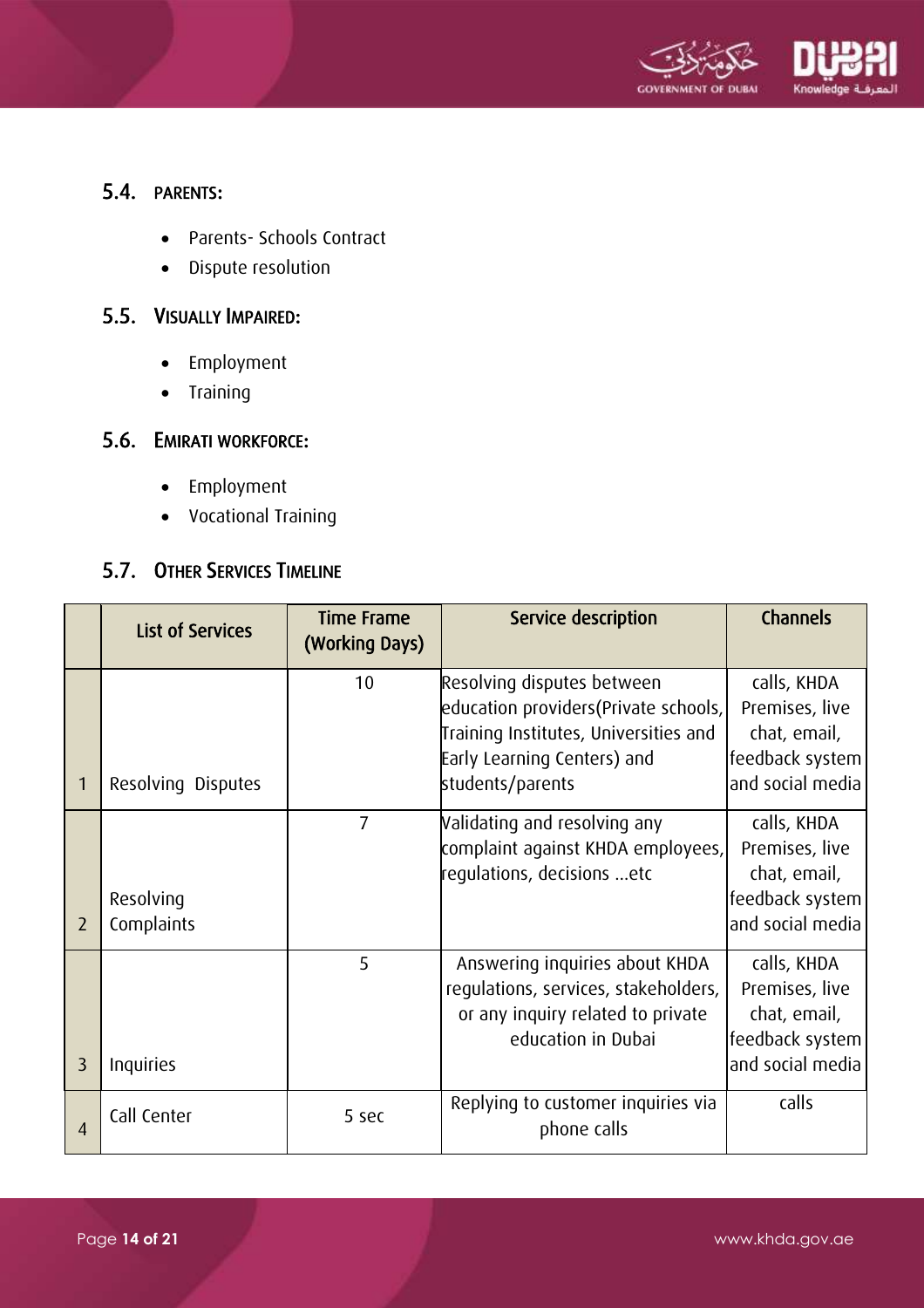## 5.4. PARENTS:

- Parents- Schools Contract
- Dispute resolution

## 5.5. VISUALLY IMPAIRED:

- Employment
- Training

## 5.6. EMIRATI WORKFORCE:

- Employment
- Vocational Training

## 5.7. OTHER SERVICES TIMELINE

| | List of Services | Time Frame (Working Days) | Service description | Channels |
|---|---|---|---|---|
| 1 | Resolving Disputes | 10 | Resolving disputes between education providers(Private schools, Training Institutes, Universities and Early Learning Centers) and students/parents | calls, KHDA Premises, live chat, email, feedback system and social media |
| 2 | Resolving Complaints | 7 | Validating and resolving any complaint against KHDA employees, regulations, decisions …etc | calls, KHDA Premises, live chat, email, feedback system and social media |
| 3 | Inquiries | 5 | Answering inquiries about KHDA regulations, services, stakeholders, or any inquiry related to private education in Dubai | calls, KHDA Premises, live chat, email, feedback system and social media |
| 4 | Call Center | 5 sec | Replying to customer inquiries via phone calls | calls |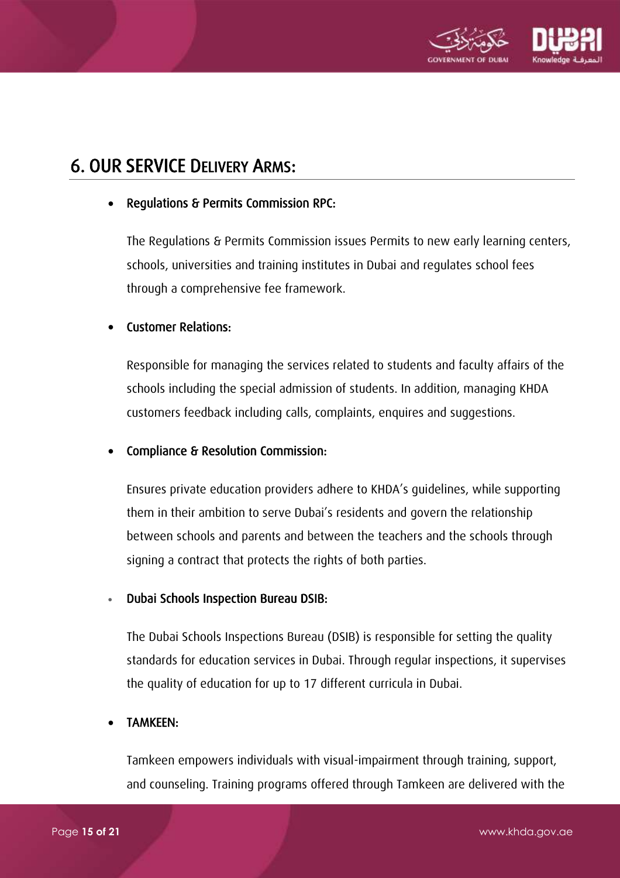## 6. OUR SERVICE DELIVERY ARMS:

- **Regulations & Permits Commission RPC:**

  The Regulations & Permits Commission issues Permits to new early learning centers, schools, universities and training institutes in Dubai and regulates school fees through a comprehensive fee framework.

- **Customer Relations:**

  Responsible for managing the services related to students and faculty affairs of the schools including the special admission of students. In addition, managing KHDA customers feedback including calls, complaints, enquires and suggestions.

- **Compliance & Resolution Commission:**

  Ensures private education providers adhere to KHDA's guidelines, while supporting them in their ambition to serve Dubai's residents and govern the relationship between schools and parents and between the teachers and the schools through signing a contract that protects the rights of both parties.

- **Dubai Schools Inspection Bureau DSIB:**

  The Dubai Schools Inspections Bureau (DSIB) is responsible for setting the quality standards for education services in Dubai. Through regular inspections, it supervises the quality of education for up to 17 different curricula in Dubai.

- **TAMKEEN:**

  Tamkeen empowers individuals with visual-impairment through training, support, and counseling. Training programs offered through Tamkeen are delivered with the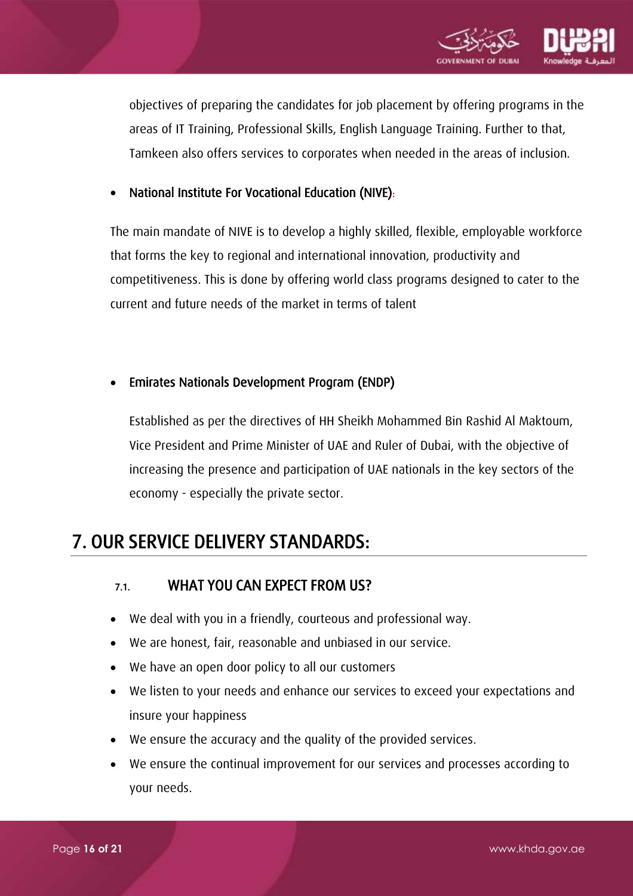objectives of preparing the candidates for job placement by offering programs in the areas of IT Training, Professional Skills, English Language Training. Further to that, Tamkeen also offers services to corporates when needed in the areas of inclusion.

- **National Institute For Vocational Education (NIVE):**

The main mandate of NIVE is to develop a highly skilled, flexible, employable workforce that forms the key to regional and international innovation, productivity and competitiveness. This is done by offering world class programs designed to cater to the current and future needs of the market in terms of talent

- **Emirates Nationals Development Program (ENDP)**

  Established as per the directives of HH Sheikh Mohammed Bin Rashid Al Maktoum, Vice President and Prime Minister of UAE and Ruler of Dubai, with the objective of increasing the presence and participation of UAE nationals in the key sectors of the economy - especially the private sector.

# 7. OUR SERVICE DELIVERY STANDARDS:

## 7.1. WHAT YOU CAN EXPECT FROM US?

- We deal with you in a friendly, courteous and professional way.
- We are honest, fair, reasonable and unbiased in our service.
- We have an open door policy to all our customers
- We listen to your needs and enhance our services to exceed your expectations and insure your happiness
- We ensure the accuracy and the quality of the provided services.
- We ensure the continual improvement for our services and processes according to your needs.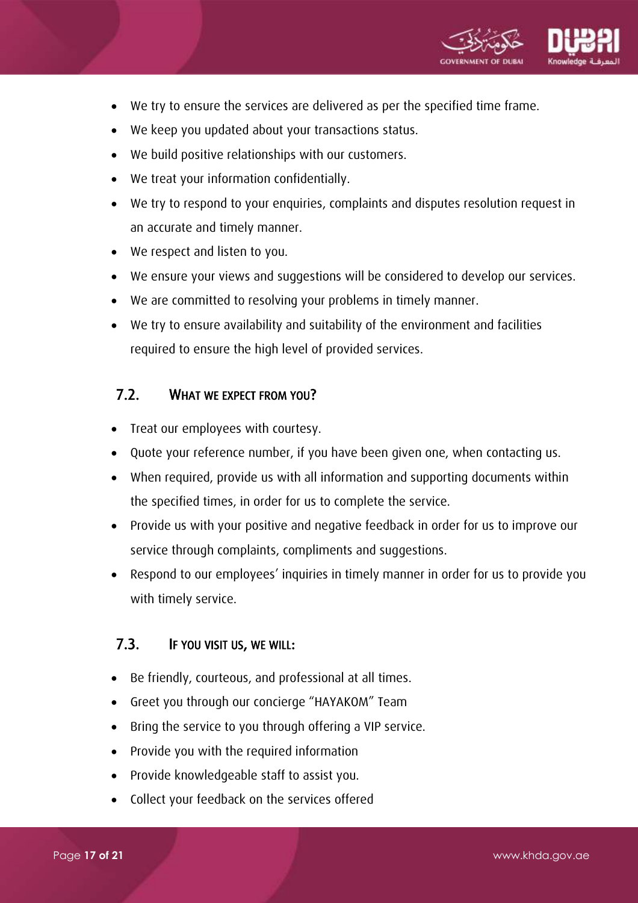- We try to ensure the services are delivered as per the specified time frame.
- We keep you updated about your transactions status.
- We build positive relationships with our customers.
- We treat your information confidentially.
- We try to respond to your enquiries, complaints and disputes resolution request in an accurate and timely manner.
- We respect and listen to you.
- We ensure your views and suggestions will be considered to develop our services.
- We are committed to resolving your problems in timely manner.
- We try to ensure availability and suitability of the environment and facilities required to ensure the high level of provided services.

### 7.2. What we expect from you?

- Treat our employees with courtesy.
- Quote your reference number, if you have been given one, when contacting us.
- When required, provide us with all information and supporting documents within the specified times, in order for us to complete the service.
- Provide us with your positive and negative feedback in order for us to improve our service through complaints, compliments and suggestions.
- Respond to our employees' inquiries in timely manner in order for us to provide you with timely service.

### 7.3. If you visit us, we will:

- Be friendly, courteous, and professional at all times.
- Greet you through our concierge "HAYAKOM" Team
- Bring the service to you through offering a VIP service.
- Provide you with the required information
- Provide knowledgeable staff to assist you.
- Collect your feedback on the services offered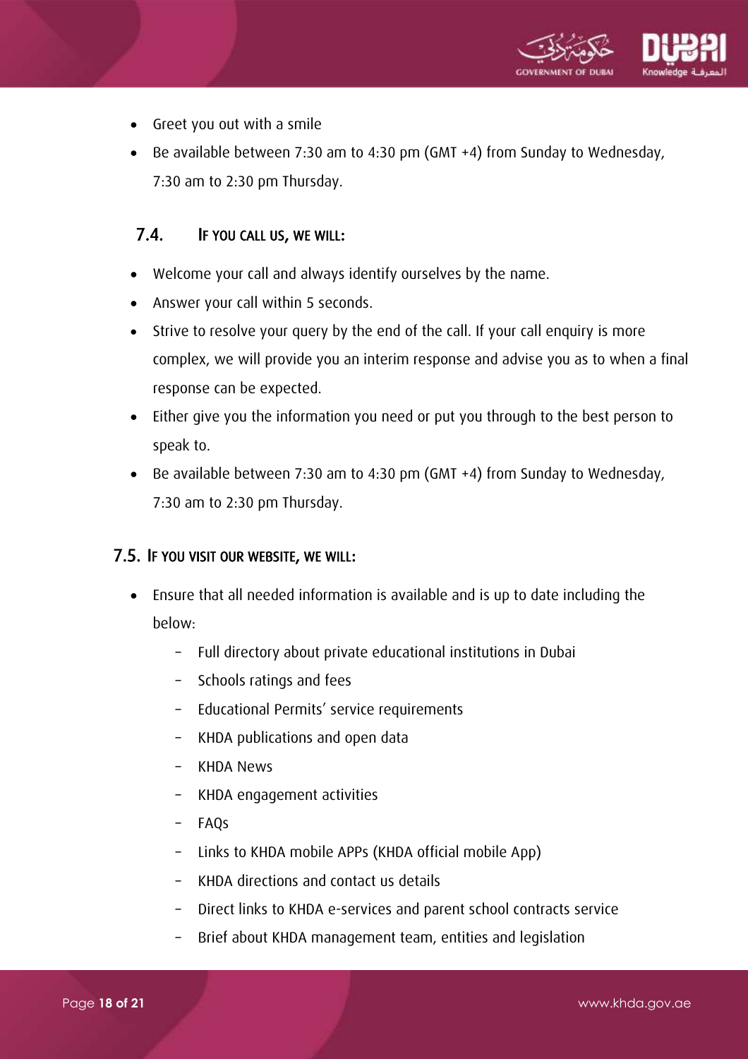- Greet you out with a smile
- Be available between 7:30 am to 4:30 pm (GMT +4) from Sunday to Wednesday, 7:30 am to 2:30 pm Thursday.

### 7.4. If you call us, we will:

- Welcome your call and always identify ourselves by the name.
- Answer your call within 5 seconds.
- Strive to resolve your query by the end of the call. If your call enquiry is more complex, we will provide you an interim response and advise you as to when a final response can be expected.
- Either give you the information you need or put you through to the best person to speak to.
- Be available between 7:30 am to 4:30 pm (GMT +4) from Sunday to Wednesday, 7:30 am to 2:30 pm Thursday.

### 7.5. If you visit our website, we will:

- Ensure that all needed information is available and is up to date including the below:
  - Full directory about private educational institutions in Dubai
  - Schools ratings and fees
  - Educational Permits' service requirements
  - KHDA publications and open data
  - KHDA News
  - KHDA engagement activities
  - FAQs
  - Links to KHDA mobile APPs (KHDA official mobile App)
  - KHDA directions and contact us details
  - Direct links to KHDA e-services and parent school contracts service
  - Brief about KHDA management team, entities and legislation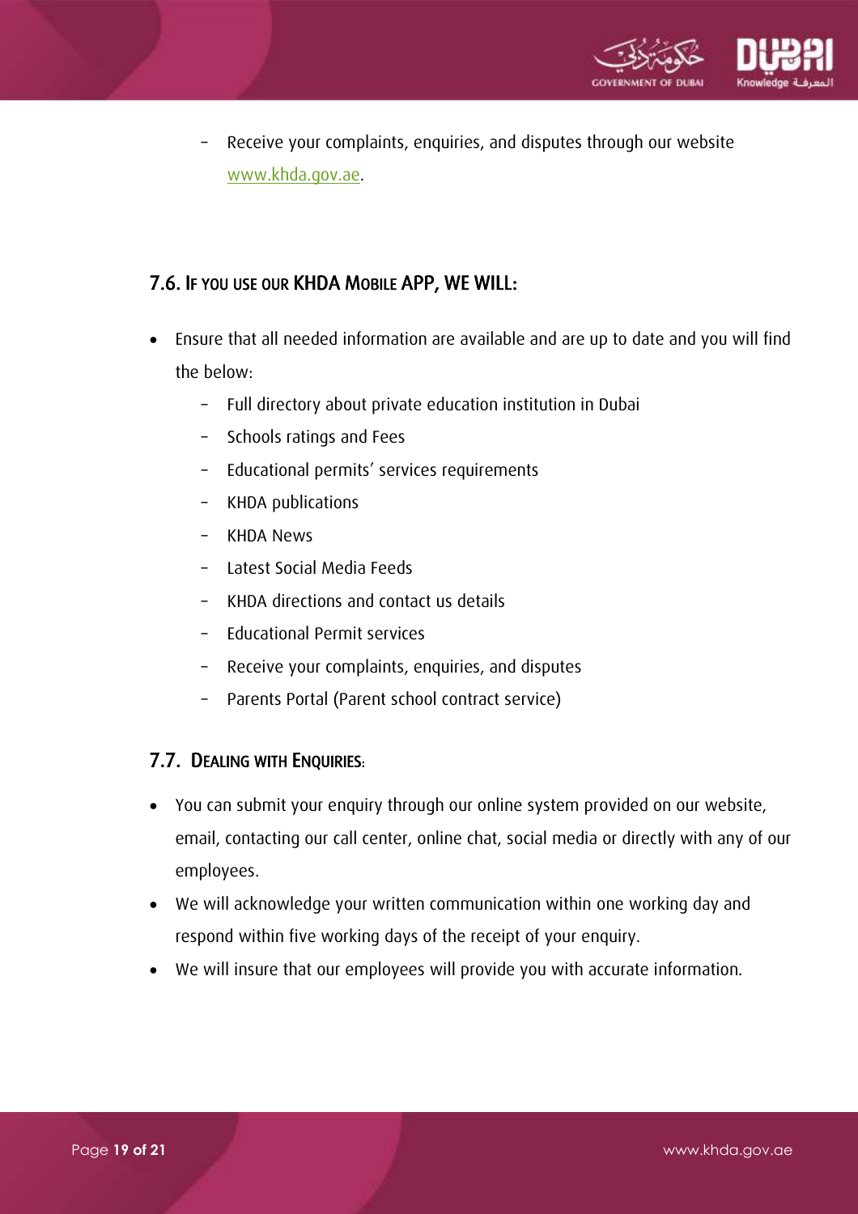- Receive your complaints, enquiries, and disputes through our website [www.khda.gov.ae](http://www.khda.gov.ae).

### 7.6. If you use our KHDA Mobile APP, we will:

- Ensure that all needed information are available and are up to date and you will find the below:
  - Full directory about private education institution in Dubai
  - Schools ratings and Fees
  - Educational permits' services requirements
  - KHDA publications
  - KHDA News
  - Latest Social Media Feeds
  - KHDA directions and contact us details
  - Educational Permit services
  - Receive your complaints, enquiries, and disputes
  - Parents Portal (Parent school contract service)

### 7.7. Dealing with Enquiries:

- You can submit your enquiry through our online system provided on our website, email, contacting our call center, online chat, social media or directly with any of our employees.
- We will acknowledge your written communication within one working day and respond within five working days of the receipt of your enquiry.
- We will insure that our employees will provide you with accurate information.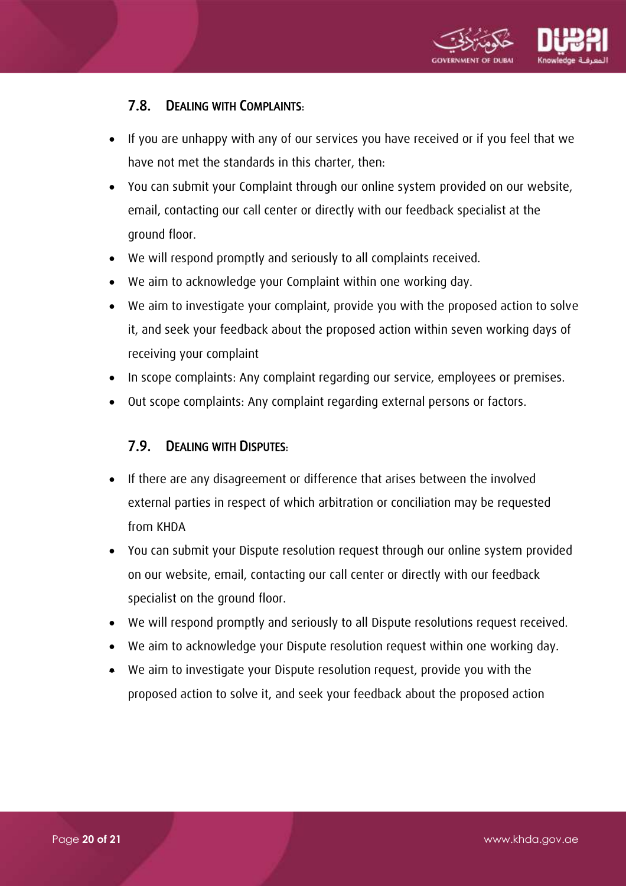### 7.8. Dealing with Complaints:

- If you are unhappy with any of our services you have received or if you feel that we have not met the standards in this charter, then:
- You can submit your Complaint through our online system provided on our website, email, contacting our call center or directly with our feedback specialist at the ground floor.
- We will respond promptly and seriously to all complaints received.
- We aim to acknowledge your Complaint within one working day.
- We aim to investigate your complaint, provide you with the proposed action to solve it, and seek your feedback about the proposed action within seven working days of receiving your complaint
- In scope complaints: Any complaint regarding our service, employees or premises.
- Out scope complaints: Any complaint regarding external persons or factors.

### 7.9. Dealing with Disputes:

- If there are any disagreement or difference that arises between the involved external parties in respect of which arbitration or conciliation may be requested from KHDA
- You can submit your Dispute resolution request through our online system provided on our website, email, contacting our call center or directly with our feedback specialist on the ground floor.
- We will respond promptly and seriously to all Dispute resolutions request received.
- We aim to acknowledge your Dispute resolution request within one working day.
- We aim to investigate your Dispute resolution request, provide you with the proposed action to solve it, and seek your feedback about the proposed action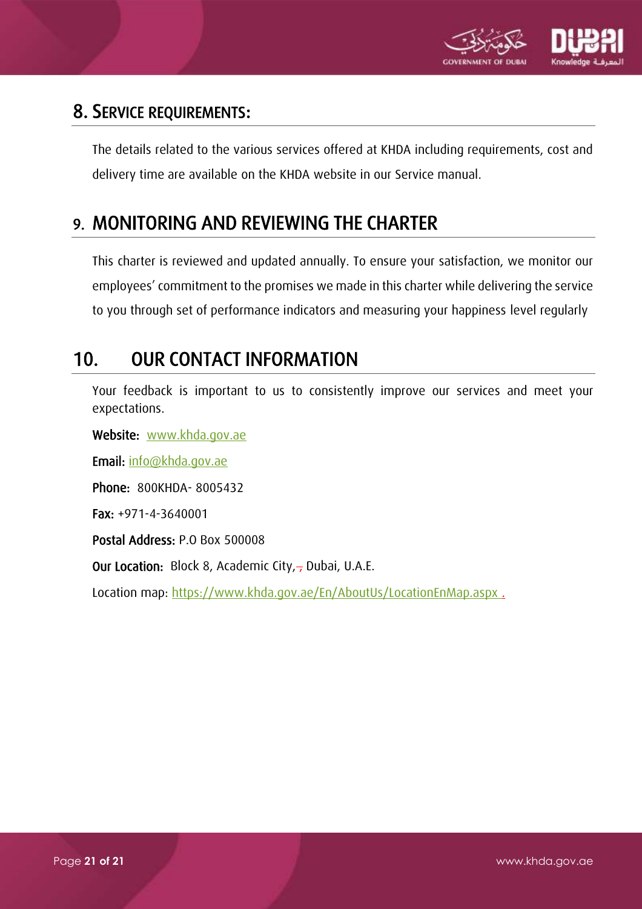## 8. SERVICE REQUIREMENTS:

The details related to the various services offered at KHDA including requirements, cost and delivery time are available on the KHDA website in our Service manual.

## 9. MONITORING AND REVIEWING THE CHARTER

This charter is reviewed and updated annually. To ensure your satisfaction, we monitor our employees' commitment to the promises we made in this charter while delivering the service to you through set of performance indicators and measuring your happiness level regularly

## 10. OUR CONTACT INFORMATION

Your feedback is important to us to consistently improve our services and meet your expectations.

**Website:** www.khda.gov.ae

**Email:** info@khda.gov.ae

**Phone:** 800KHDA- 8005432

**Fax:** +971-4-3640001

**Postal Address:** P.O Box 500008

**Our Location:** Block 8, Academic City, Dubai, U.A.E.

Location map: https://www.khda.gov.ae/En/AboutUs/LocationEnMap.aspx .